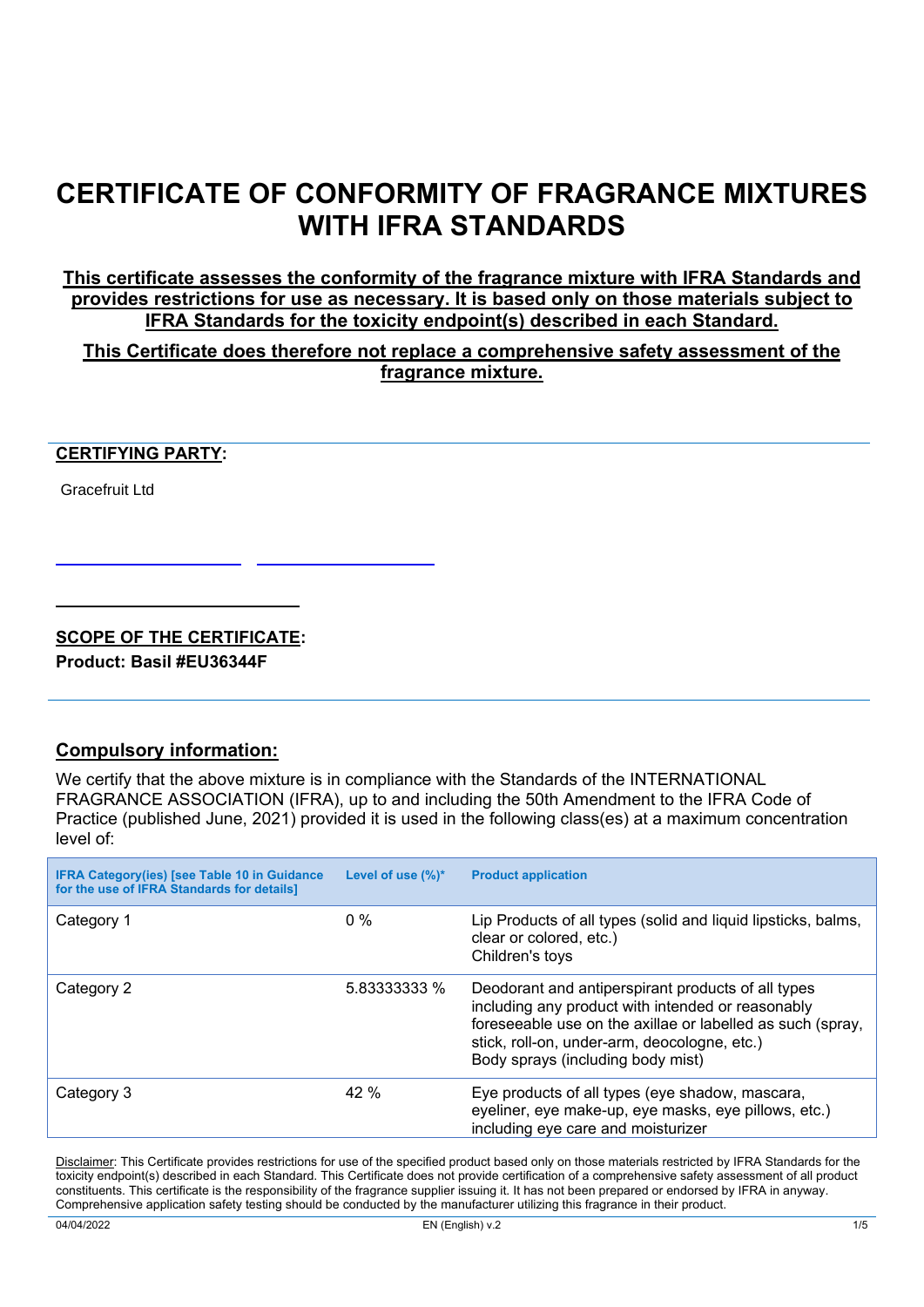# CERTIFICATE OF CONFORMITY OF FRAGRANCE MIXTURES WITH IFRA STANDARDS

**This certificate assesses the conformity of the fragrance mixture with IFRA Standards and provides restrictions for use as necessary. It is based only on those materials subject to IFRA Standards for the toxicity endpoint(s) described in each Standard.**

**This Certificate does therefore not replace a comprehensive safety assessment of the fragrance mixture.**

**CERTIFYING PARTY:**

Gracefruit Ltd

**SCOPE OF THE CERTIFICATE:**

**Product: Basil #EU36344F**

## Compulsory information:

We certify that the above mixture is in compliance with the Standards of the INTERNATIONAL FRAGRANCE ASSOCIATION (IFRA), up to and including the 50th Amendment to the IFRA Code of Practice (published June, 2021) provided it is used in the following class(es) at a maximum concentration level of:

| IFRA Category(ies) [see Table 10 in Guidance for the use of IFRA Standards for details] | Level of use (%)* | Product application |
|---|---|---|
| Category 1 | 0 % | Lip Products of all types (solid and liquid lipsticks, balms, clear or colored, etc.)<br>Children's toys |
| Category 2 | 5.83333333 % | Deodorant and antiperspirant products of all types including any product with intended or reasonably foreseeable use on the axillae or labelled as such (spray, stick, roll-on, under-arm, deocologne, etc.)<br>Body sprays (including body mist) |
| Category 3 | 42 % | Eye products of all types (eye shadow, mascara, eyeliner, eye make-up, eye masks, eye pillows, etc.) including eye care and moisturizer |

Disclaimer: This Certificate provides restrictions for use of the specified product based only on those materials restricted by IFRA Standards for the toxicity endpoint(s) described in each Standard. This Certificate does not provide certification of a comprehensive safety assessment of all product constituents. This certificate is the responsibility of the fragrance supplier issuing it. It has not been prepared or endorsed by IFRA in anyway. Comprehensive application safety testing should be conducted by the manufacturer utilizing this fragrance in their product.

04/04/2022 EN (English) v.2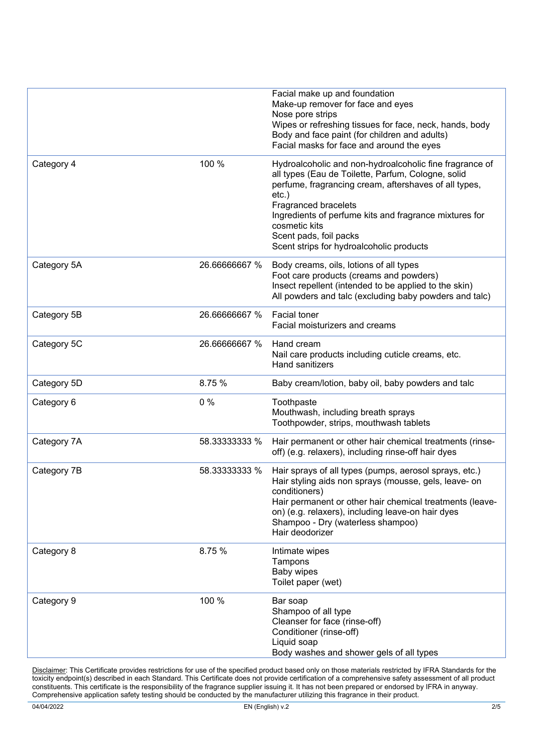| | | |
|---|---|---|
| | | Facial make up and foundation<br>Make-up remover for face and eyes<br>Nose pore strips<br>Wipes or refreshing tissues for face, neck, hands, body<br>Body and face paint (for children and adults)<br>Facial masks for face and around the eyes |
| Category 4 | 100 % | Hydroalcoholic and non-hydroalcoholic fine fragrance of all types (Eau de Toilette, Parfum, Cologne, solid perfume, fragrancing cream, aftershaves of all types, etc.)<br>Fragranced bracelets<br>Ingredients of perfume kits and fragrance mixtures for cosmetic kits<br>Scent pads, foil packs<br>Scent strips for hydroalcoholic products |
| Category 5A | 26.66666667 % | Body creams, oils, lotions of all types<br>Foot care products (creams and powders)<br>Insect repellent (intended to be applied to the skin)<br>All powders and talc (excluding baby powders and talc) |
| Category 5B | 26.66666667 % | Facial toner<br>Facial moisturizers and creams |
| Category 5C | 26.66666667 % | Hand cream<br>Nail care products including cuticle creams, etc.<br>Hand sanitizers |
| Category 5D | 8.75 % | Baby cream/lotion, baby oil, baby powders and talc |
| Category 6 | 0 % | Toothpaste<br>Mouthwash, including breath sprays<br>Toothpowder, strips, mouthwash tablets |
| Category 7A | 58.33333333 % | Hair permanent or other hair chemical treatments (rinse-off) (e.g. relaxers), including rinse-off hair dyes |
| Category 7B | 58.33333333 % | Hair sprays of all types (pumps, aerosol sprays, etc.)<br>Hair styling aids non sprays (mousse, gels, leave- on conditioners)<br>Hair permanent or other hair chemical treatments (leave-on) (e.g. relaxers), including leave-on hair dyes<br>Shampoo - Dry (waterless shampoo)<br>Hair deodorizer |
| Category 8 | 8.75 % | Intimate wipes<br>Tampons<br>Baby wipes<br>Toilet paper (wet) |
| Category 9 | 100 % | Bar soap<br>Shampoo of all type<br>Cleanser for face (rinse-off)<br>Conditioner (rinse-off)<br>Liquid soap<br>Body washes and shower gels of all types |

Disclaimer: This Certificate provides restrictions for use of the specified product based only on those materials restricted by IFRA Standards for the toxicity endpoint(s) described in each Standard. This Certificate does not provide certification of a comprehensive safety assessment of all product constituents. This certificate is the responsibility of the fragrance supplier issuing it. It has not been prepared or endorsed by IFRA in anyway. Comprehensive application safety testing should be conducted by the manufacturer utilizing this fragrance in their product.

04/04/2022 EN (English) v.2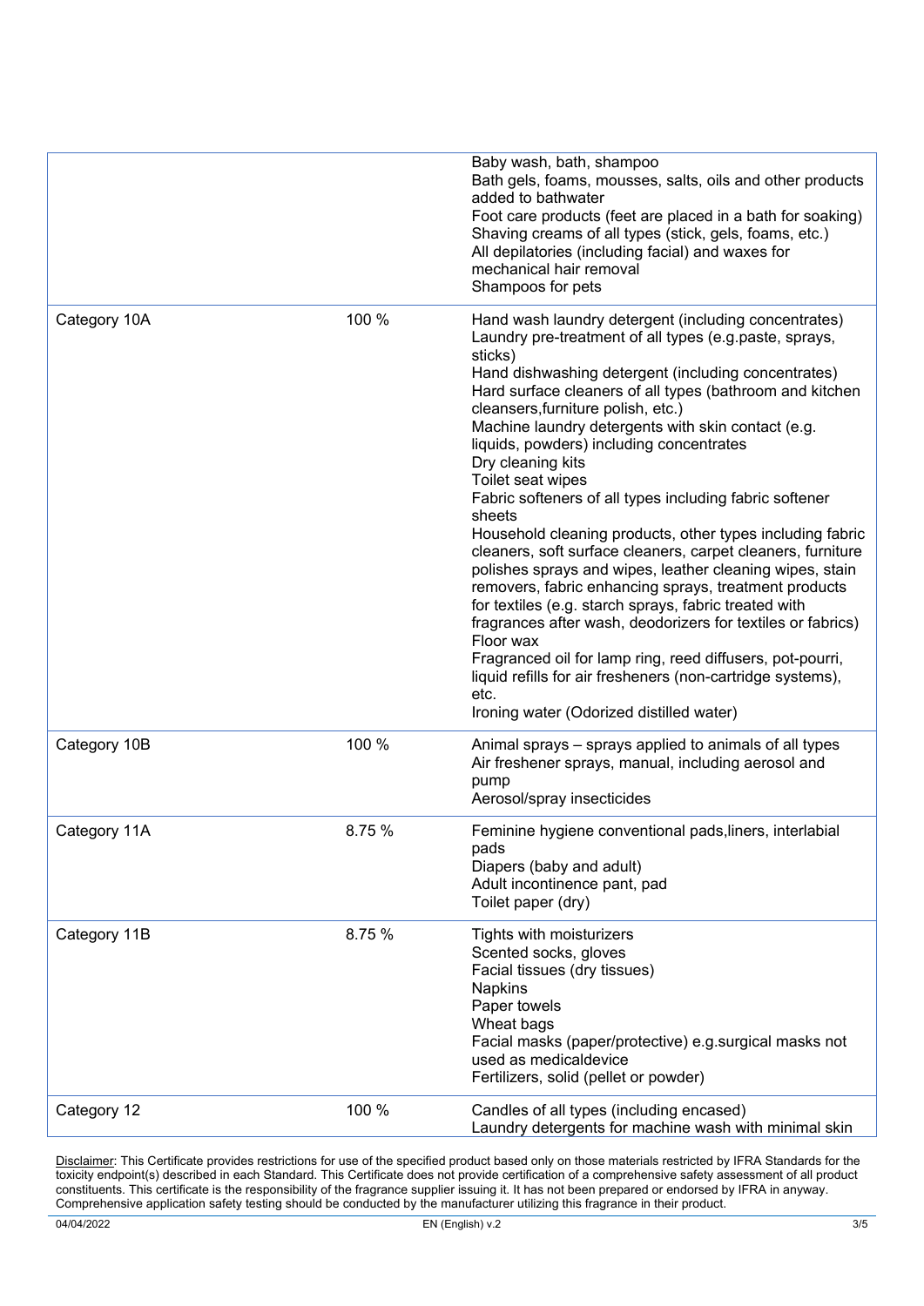| | | |
|---|---|---|
| | | Baby wash, bath, shampoo<br>Bath gels, foams, mousses, salts, oils and other products added to bathwater<br>Foot care products (feet are placed in a bath for soaking)<br>Shaving creams of all types (stick, gels, foams, etc.)<br>All depilatories (including facial) and waxes for mechanical hair removal<br>Shampoos for pets |
| Category 10A | 100 % | Hand wash laundry detergent (including concentrates)<br>Laundry pre-treatment of all types (e.g.paste, sprays, sticks)<br>Hand dishwashing detergent (including concentrates)<br>Hard surface cleaners of all types (bathroom and kitchen cleansers,furniture polish, etc.)<br>Machine laundry detergents with skin contact (e.g. liquids, powders) including concentrates<br>Dry cleaning kits<br>Toilet seat wipes<br>Fabric softeners of all types including fabric softener sheets<br>Household cleaning products, other types including fabric cleaners, soft surface cleaners, carpet cleaners, furniture polishes sprays and wipes, leather cleaning wipes, stain removers, fabric enhancing sprays, treatment products for textiles (e.g. starch sprays, fabric treated with fragrances after wash, deodorizers for textiles or fabrics)<br>Floor wax<br>Fragranced oil for lamp ring, reed diffusers, pot-pourri, liquid refills for air fresheners (non-cartridge systems), etc.<br>Ironing water (Odorized distilled water) |
| Category 10B | 100 % | Animal sprays – sprays applied to animals of all types<br>Air freshener sprays, manual, including aerosol and pump<br>Aerosol/spray insecticides |
| Category 11A | 8.75 % | Feminine hygiene conventional pads,liners, interlabial pads<br>Diapers (baby and adult)<br>Adult incontinence pant, pad<br>Toilet paper (dry) |
| Category 11B | 8.75 % | Tights with moisturizers<br>Scented socks, gloves<br>Facial tissues (dry tissues)<br>Napkins<br>Paper towels<br>Wheat bags<br>Facial masks (paper/protective) e.g.surgical masks not used as medicaldevice<br>Fertilizers, solid (pellet or powder) |
| Category 12 | 100 % | Candles of all types (including encased)<br>Laundry detergents for machine wash with minimal skin |

Disclaimer: This Certificate provides restrictions for use of the specified product based only on those materials restricted by IFRA Standards for the toxicity endpoint(s) described in each Standard. This Certificate does not provide certification of a comprehensive safety assessment of all product constituents. This certificate is the responsibility of the fragrance supplier issuing it. It has not been prepared or endorsed by IFRA in anyway. Comprehensive application safety testing should be conducted by the manufacturer utilizing this fragrance in their product.

04/04/2022 EN (English) v.2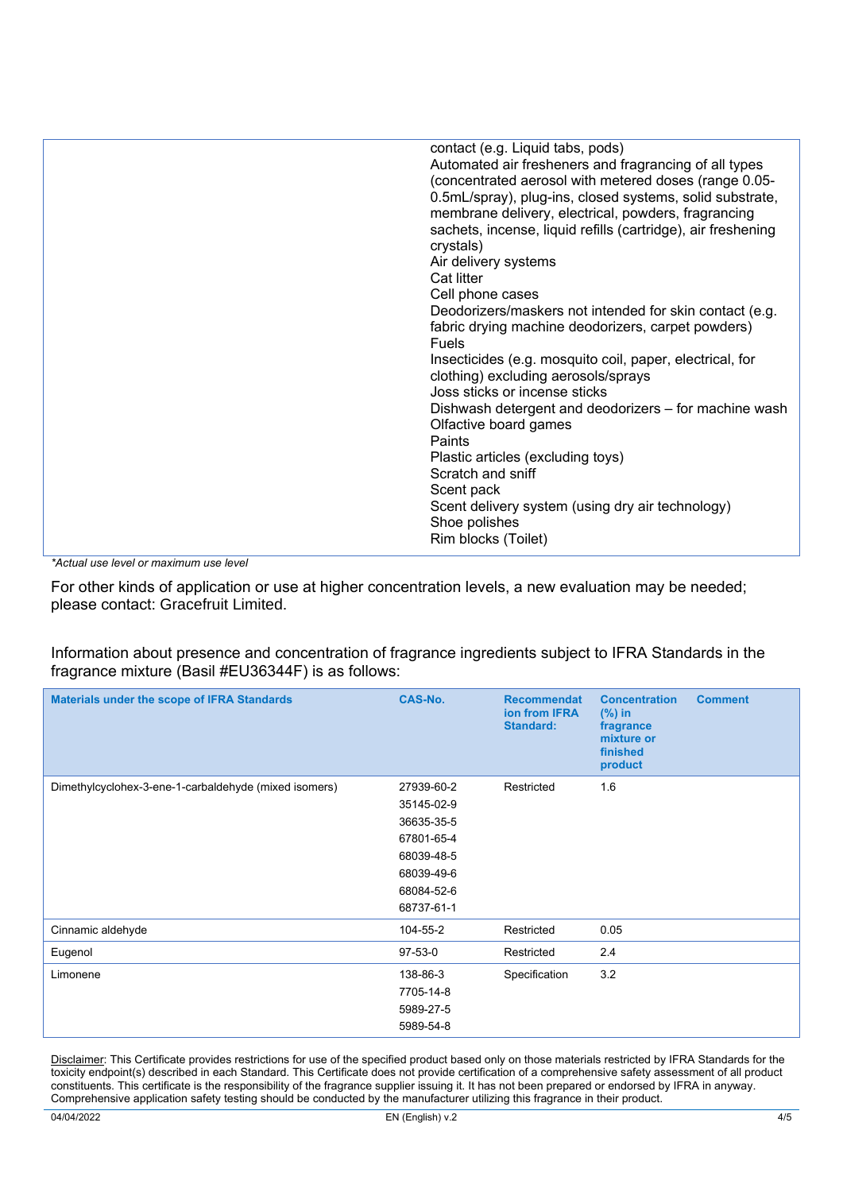| | |
|---|---|
| | contact (e.g. Liquid tabs, pods)<br>Automated air fresheners and fragrancing of all types (concentrated aerosol with metered doses (range 0.05-0.5mL/spray), plug-ins, closed systems, solid substrate, membrane delivery, electrical, powders, fragrancing sachets, incense, liquid refills (cartridge), air freshening crystals)<br>Air delivery systems<br>Cat litter<br>Cell phone cases<br>Deodorizers/maskers not intended for skin contact (e.g. fabric drying machine deodorizers, carpet powders)<br>Fuels<br>Insecticides (e.g. mosquito coil, paper, electrical, for clothing) excluding aerosols/sprays<br>Joss sticks or incense sticks<br>Dishwash detergent and deodorizers – for machine wash<br>Olfactive board games<br>Paints<br>Plastic articles (excluding toys)<br>Scratch and sniff<br>Scent pack<br>Scent delivery system (using dry air technology)<br>Shoe polishes<br>Rim blocks (Toilet) |

*Actual use level or maximum use level

For other kinds of application or use at higher concentration levels, a new evaluation may be needed; please contact: Gracefruit Limited.

Information about presence and concentration of fragrance ingredients subject to IFRA Standards in the fragrance mixture (Basil #EU36344F) is as follows:

| Materials under the scope of IFRA Standards | CAS-No. | Recommendation from IFRA Standard: | Concentration (%) in fragrance mixture or finished product | Comment |
|---|---|---|---|---|
| Dimethylcyclohex-3-ene-1-carbaldehyde (mixed isomers) | 27939-60-2<br>35145-02-9<br>36635-35-5<br>67801-65-4<br>68039-48-5<br>68039-49-6<br>68084-52-6<br>68737-61-1 | Restricted | 1.6 | |
| Cinnamic aldehyde | 104-55-2 | Restricted | 0.05 | |
| Eugenol | 97-53-0 | Restricted | 2.4 | |
| Limonene | 138-86-3<br>7705-14-8<br>5989-27-5<br>5989-54-8 | Specification | 3.2 | |

Disclaimer: This Certificate provides restrictions for use of the specified product based only on those materials restricted by IFRA Standards for the toxicity endpoint(s) described in each Standard. This Certificate does not provide certification of a comprehensive safety assessment of all product constituents. This certificate is the responsibility of the fragrance supplier issuing it. It has not been prepared or endorsed by IFRA in anyway. Comprehensive application safety testing should be conducted by the manufacturer utilizing this fragrance in their product.

04/04/2022 EN (English) v.2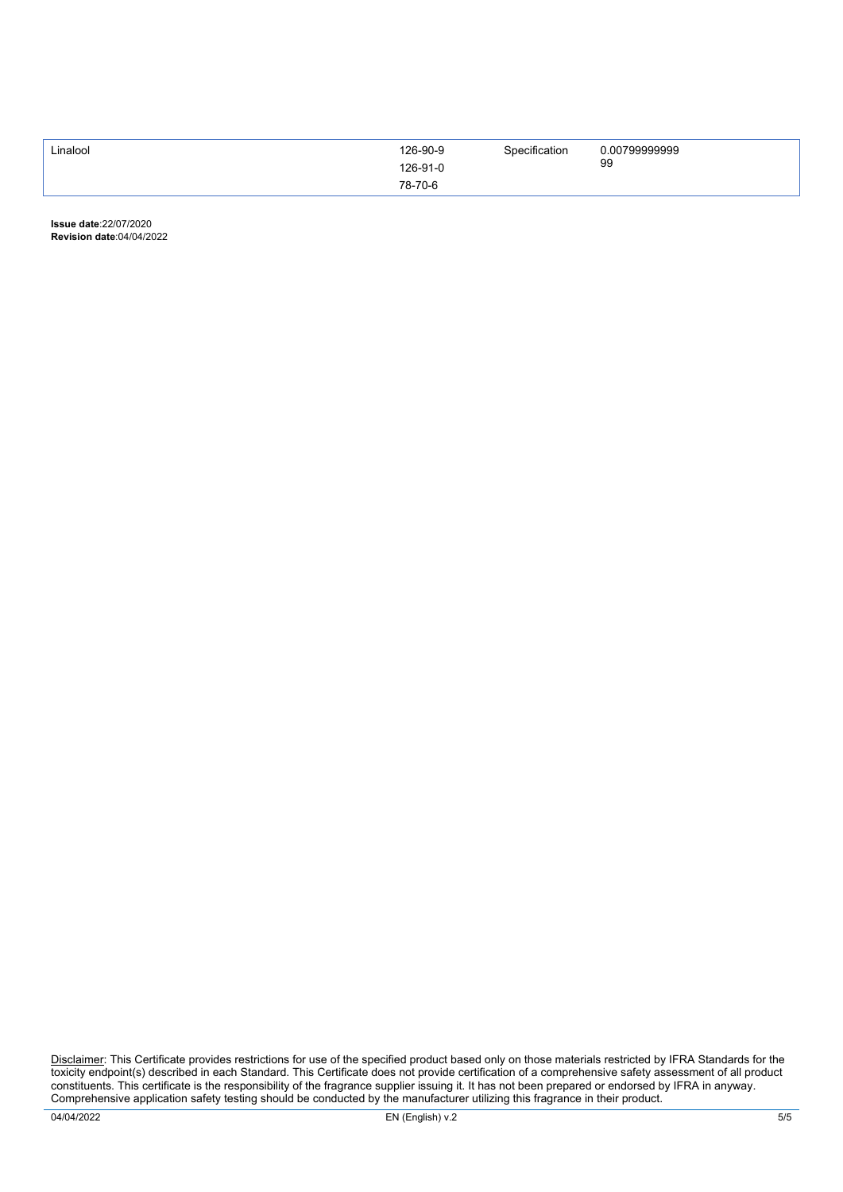| | | | |
|---|---|---|---|
| Linalool | 126-90-9<br>126-91-0<br>78-70-6 | Specification | 0.00799999999<br>99 |

**Issue date**:22/07/2020
**Revision date**:04/04/2022

Disclaimer: This Certificate provides restrictions for use of the specified product based only on those materials restricted by IFRA Standards for the toxicity endpoint(s) described in each Standard. This Certificate does not provide certification of a comprehensive safety assessment of all product constituents. This certificate is the responsibility of the fragrance supplier issuing it. It has not been prepared or endorsed by IFRA in anyway. Comprehensive application safety testing should be conducted by the manufacturer utilizing this fragrance in their product.